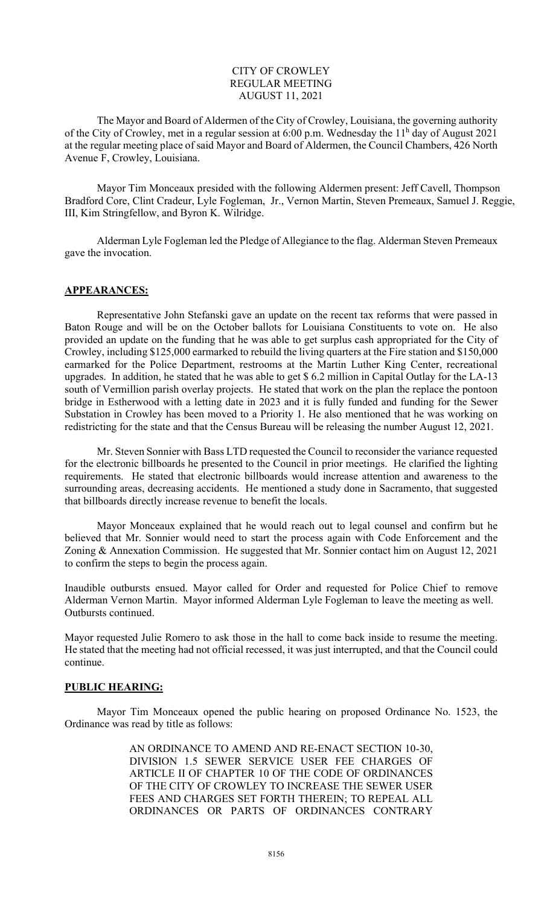CITY OF CROWLEY
REGULAR MEETING
AUGUST 11, 2021

The Mayor and Board of Aldermen of the City of Crowley, Louisiana, the governing authority of the City of Crowley, met in a regular session at 6:00 p.m. Wednesday the 11h day of August 2021 at the regular meeting place of said Mayor and Board of Aldermen, the Council Chambers, 426 North Avenue F, Crowley, Louisiana.

Mayor Tim Monceaux presided with the following Aldermen present: Jeff Cavell, Thompson Bradford Core, Clint Cradeur, Lyle Fogleman, Jr., Vernon Martin, Steven Premeaux, Samuel J. Reggie, III, Kim Stringfellow, and Byron K. Wilridge.

Alderman Lyle Fogleman led the Pledge of Allegiance to the flag. Alderman Steven Premeaux gave the invocation.

## APPEARANCES:

Representative John Stefanski gave an update on the recent tax reforms that were passed in Baton Rouge and will be on the October ballots for Louisiana Constituents to vote on. He also provided an update on the funding that he was able to get surplus cash appropriated for the City of Crowley, including $125,000 earmarked to rebuild the living quarters at the Fire station and $150,000 earmarked for the Police Department, restrooms at the Martin Luther King Center, recreational upgrades. In addition, he stated that he was able to get $ 6.2 million in Capital Outlay for the LA-13 south of Vermillion parish overlay projects. He stated that work on the plan the replace the pontoon bridge in Estherwood with a letting date in 2023 and it is fully funded and funding for the Sewer Substation in Crowley has been moved to a Priority 1. He also mentioned that he was working on redistricting for the state and that the Census Bureau will be releasing the number August 12, 2021.

Mr. Steven Sonnier with Bass LTD requested the Council to reconsider the variance requested for the electronic billboards he presented to the Council in prior meetings. He clarified the lighting requirements. He stated that electronic billboards would increase attention and awareness to the surrounding areas, decreasing accidents. He mentioned a study done in Sacramento, that suggested that billboards directly increase revenue to benefit the locals.

Mayor Monceaux explained that he would reach out to legal counsel and confirm but he believed that Mr. Sonnier would need to start the process again with Code Enforcement and the Zoning & Annexation Commission. He suggested that Mr. Sonnier contact him on August 12, 2021 to confirm the steps to begin the process again.

Inaudible outbursts ensued. Mayor called for Order and requested for Police Chief to remove Alderman Vernon Martin. Mayor informed Alderman Lyle Fogleman to leave the meeting as well. Outbursts continued.

Mayor requested Julie Romero to ask those in the hall to come back inside to resume the meeting. He stated that the meeting had not official recessed, it was just interrupted, and that the Council could continue.

## PUBLIC HEARING:

Mayor Tim Monceaux opened the public hearing on proposed Ordinance No. 1523, the Ordinance was read by title as follows:

> AN ORDINANCE TO AMEND AND RE-ENACT SECTION 10-30, DIVISION 1.5 SEWER SERVICE USER FEE CHARGES OF ARTICLE II OF CHAPTER 10 OF THE CODE OF ORDINANCES OF THE CITY OF CROWLEY TO INCREASE THE SEWER USER FEES AND CHARGES SET FORTH THEREIN; TO REPEAL ALL ORDINANCES OR PARTS OF ORDINANCES CONTRARY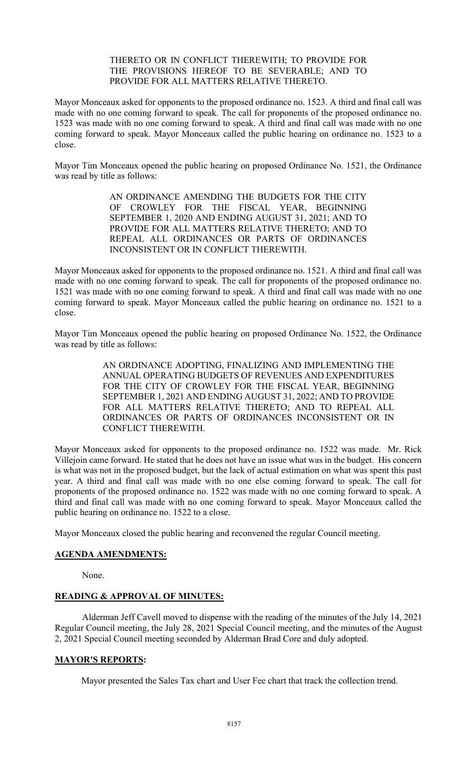> THERETO OR IN CONFLICT THEREWITH; TO PROVIDE FOR THE PROVISIONS HEREOF TO BE SEVERABLE; AND TO PROVIDE FOR ALL MATTERS RELATIVE THERETO.

Mayor Monceaux asked for opponents to the proposed ordinance no. 1523. A third and final call was made with no one coming forward to speak. The call for proponents of the proposed ordinance no. 1523 was made with no one coming forward to speak. A third and final call was made with no one coming forward to speak. Mayor Monceaux called the public hearing on ordinance no. 1523 to a close.

Mayor Tim Monceaux opened the public hearing on proposed Ordinance No. 1521, the Ordinance was read by title as follows:

> AN ORDINANCE AMENDING THE BUDGETS FOR THE CITY OF CROWLEY FOR THE FISCAL YEAR, BEGINNING SEPTEMBER 1, 2020 AND ENDING AUGUST 31, 2021; AND TO PROVIDE FOR ALL MATTERS RELATIVE THERETO; AND TO REPEAL ALL ORDINANCES OR PARTS OF ORDINANCES INCONSISTENT OR IN CONFLICT THEREWITH.

Mayor Monceaux asked for opponents to the proposed ordinance no. 1521. A third and final call was made with no one coming forward to speak. The call for proponents of the proposed ordinance no. 1521 was made with no one coming forward to speak. A third and final call was made with no one coming forward to speak. Mayor Monceaux called the public hearing on ordinance no. 1521 to a close.

Mayor Tim Monceaux opened the public hearing on proposed Ordinance No. 1522, the Ordinance was read by title as follows:

> AN ORDINANCE ADOPTING, FINALIZING AND IMPLEMENTING THE ANNUAL OPERATING BUDGETS OF REVENUES AND EXPENDITURES FOR THE CITY OF CROWLEY FOR THE FISCAL YEAR, BEGINNING SEPTEMBER 1, 2021 AND ENDING AUGUST 31, 2022; AND TO PROVIDE FOR ALL MATTERS RELATIVE THERETO; AND TO REPEAL ALL ORDINANCES OR PARTS OF ORDINANCES INCONSISTENT OR IN CONFLICT THEREWITH.

Mayor Monceaux asked for opponents to the proposed ordinance no. 1522 was made. Mr. Rick Villejoin came forward. He stated that he does not have an issue what was in the budget. His concern is what was not in the proposed budget, but the lack of actual estimation on what was spent this past year. A third and final call was made with no one else coming forward to speak. The call for proponents of the proposed ordinance no. 1522 was made with no one coming forward to speak. A third and final call was made with no one coming forward to speak. Mayor Monceaux called the public hearing on ordinance no. 1522 to a close.

Mayor Monceaux closed the public hearing and reconvened the regular Council meeting.

**AGENDA AMENDMENTS:**

None.

**READING & APPROVAL OF MINUTES:**

Alderman Jeff Cavell moved to dispense with the reading of the minutes of the July 14, 2021 Regular Council meeting, the July 28, 2021 Special Council meeting, and the minutes of the August 2, 2021 Special Council meeting seconded by Alderman Brad Core and duly adopted.

**MAYOR'S REPORTS:**

Mayor presented the Sales Tax chart and User Fee chart that track the collection trend.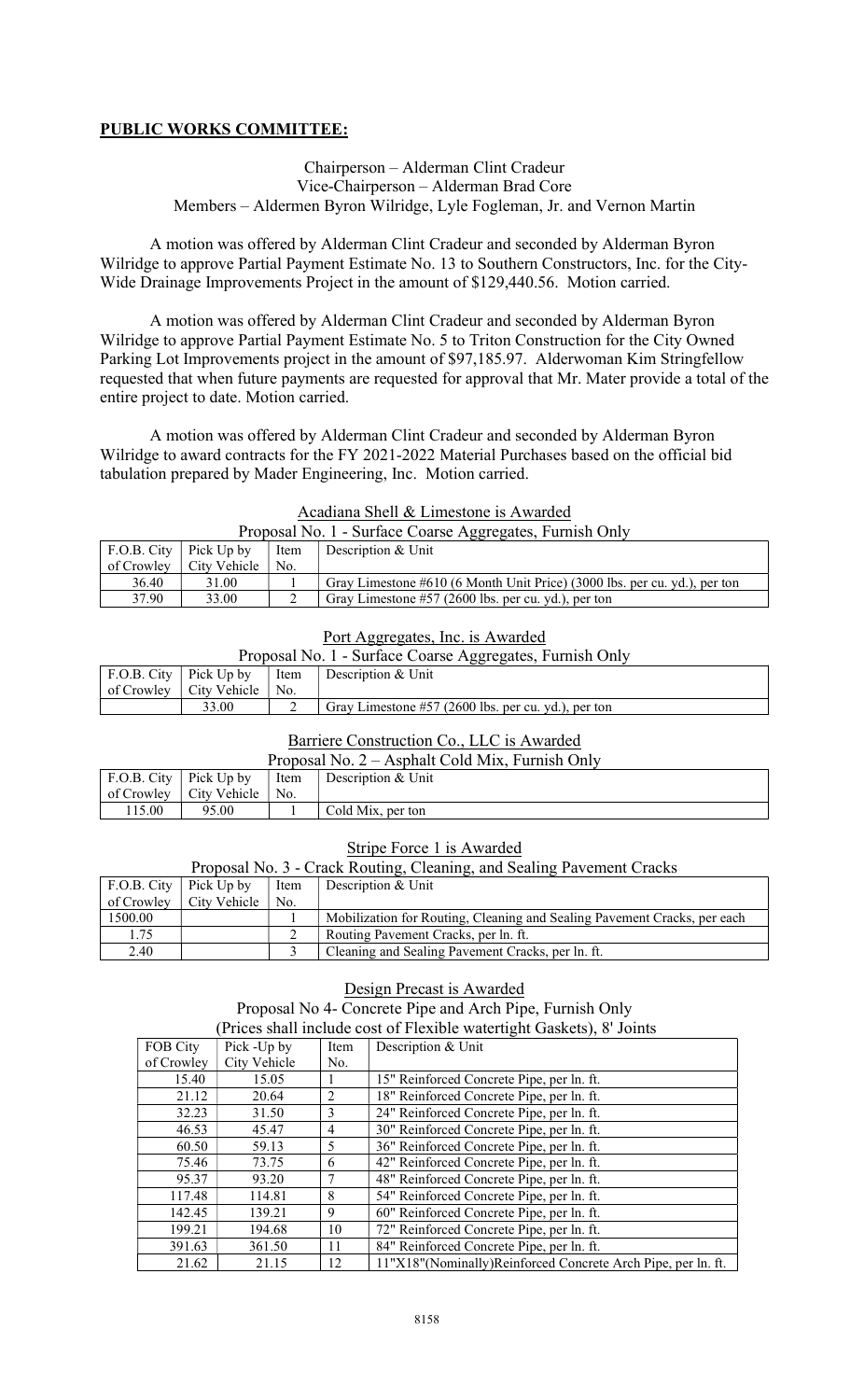**PUBLIC WORKS COMMITTEE:**

Chairperson – Alderman Clint Cradeur
Vice-Chairperson – Alderman Brad Core
Members – Aldermen Byron Wilridge, Lyle Fogleman, Jr. and Vernon Martin

A motion was offered by Alderman Clint Cradeur and seconded by Alderman Byron Wilridge to approve Partial Payment Estimate No. 13 to Southern Constructors, Inc. for the City-Wide Drainage Improvements Project in the amount of $129,440.56. Motion carried.

A motion was offered by Alderman Clint Cradeur and seconded by Alderman Byron Wilridge to approve Partial Payment Estimate No. 5 to Triton Construction for the City Owned Parking Lot Improvements project in the amount of $97,185.97. Alderwoman Kim Stringfellow requested that when future payments are requested for approval that Mr. Mater provide a total of the entire project to date. Motion carried.

A motion was offered by Alderman Clint Cradeur and seconded by Alderman Byron Wilridge to award contracts for the FY 2021-2022 Material Purchases based on the official bid tabulation prepared by Mader Engineering, Inc. Motion carried.

Acadiana Shell & Limestone is Awarded

Proposal No. 1 - Surface Coarse Aggregates, Furnish Only

| F.O.B. City of Crowley | Pick Up by City Vehicle | Item No. | Description & Unit |
|---|---|---|---|
| 36.40 | 31.00 | 1 | Gray Limestone #610 (6 Month Unit Price) (3000 lbs. per cu. yd.), per ton |
| 37.90 | 33.00 | 2 | Gray Limestone #57 (2600 lbs. per cu. yd.), per ton |

Port Aggregates, Inc. is Awarded

Proposal No. 1 - Surface Coarse Aggregates, Furnish Only

| F.O.B. City of Crowley | Pick Up by City Vehicle | Item No. | Description & Unit |
|---|---|---|---|
| | 33.00 | 2 | Gray Limestone #57 (2600 lbs. per cu. yd.), per ton |

Barriere Construction Co., LLC is Awarded

Proposal No. 2 – Asphalt Cold Mix, Furnish Only

| F.O.B. City of Crowley | Pick Up by City Vehicle | Item No. | Description & Unit |
|---|---|---|---|
| 115.00 | 95.00 | 1 | Cold Mix, per ton |

Stripe Force 1 is Awarded

Proposal No. 3 - Crack Routing, Cleaning, and Sealing Pavement Cracks

| F.O.B. City of Crowley | Pick Up by City Vehicle | Item No. | Description & Unit |
|---|---|---|---|
| 1500.00 | | 1 | Mobilization for Routing, Cleaning and Sealing Pavement Cracks, per each |
| 1.75 | | 2 | Routing Pavement Cracks, per ln. ft. |
| 2.40 | | 3 | Cleaning and Sealing Pavement Cracks, per ln. ft. |

Design Precast is Awarded

Proposal No 4- Concrete Pipe and Arch Pipe, Furnish Only

(Prices shall include cost of Flexible watertight Gaskets), 8' Joints

| FOB City of Crowley | Pick -Up by City Vehicle | Item No. | Description & Unit |
|---|---|---|---|
| 15.40 | 15.05 | 1 | 15" Reinforced Concrete Pipe, per ln. ft. |
| 21.12 | 20.64 | 2 | 18" Reinforced Concrete Pipe, per ln. ft. |
| 32.23 | 31.50 | 3 | 24" Reinforced Concrete Pipe, per ln. ft. |
| 46.53 | 45.47 | 4 | 30" Reinforced Concrete Pipe, per ln. ft. |
| 60.50 | 59.13 | 5 | 36" Reinforced Concrete Pipe, per ln. ft. |
| 75.46 | 73.75 | 6 | 42" Reinforced Concrete Pipe, per ln. ft. |
| 95.37 | 93.20 | 7 | 48" Reinforced Concrete Pipe, per ln. ft. |
| 117.48 | 114.81 | 8 | 54" Reinforced Concrete Pipe, per ln. ft. |
| 142.45 | 139.21 | 9 | 60" Reinforced Concrete Pipe, per ln. ft. |
| 199.21 | 194.68 | 10 | 72" Reinforced Concrete Pipe, per ln. ft. |
| 391.63 | 361.50 | 11 | 84" Reinforced Concrete Pipe, per ln. ft. |
| 21.62 | 21.15 | 12 | 11"X18"(Nominally)Reinforced Concrete Arch Pipe, per ln. ft. |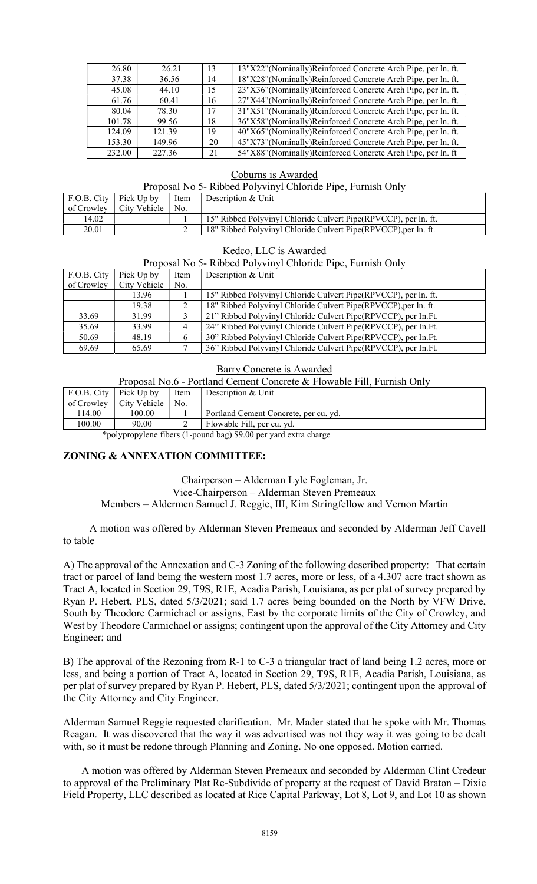| | | | |
|---|---|---|---|
| 26.80 | 26.21 | 13 | 13"X22"(Nominally)Reinforced Concrete Arch Pipe, per ln. ft. |
| 37.38 | 36.56 | 14 | 18"X28"(Nominally)Reinforced Concrete Arch Pipe, per ln. ft. |
| 45.08 | 44.10 | 15 | 23"X36"(Nominally)Reinforced Concrete Arch Pipe, per ln. ft. |
| 61.76 | 60.41 | 16 | 27"X44"(Nominally)Reinforced Concrete Arch Pipe, per ln. ft. |
| 80.04 | 78.30 | 17 | 31"X51"(Nominally)Reinforced Concrete Arch Pipe, per ln. ft. |
| 101.78 | 99.56 | 18 | 36"X58"(Nominally)Reinforced Concrete Arch Pipe, per ln. ft. |
| 124.09 | 121.39 | 19 | 40"X65"(Nominally)Reinforced Concrete Arch Pipe, per ln. ft. |
| 153.30 | 149.96 | 20 | 45"X73"(Nominally)Reinforced Concrete Arch Pipe, per ln. ft. |
| 232.00 | 227.36 | 21 | 54"X88"(Nominally)Reinforced Concrete Arch Pipe, per ln. ft |

Coburns is Awarded

Proposal No 5- Ribbed Polyvinyl Chloride Pipe, Furnish Only

| F.O.B. City of Crowley | Pick Up by City Vehicle | Item No. | Description & Unit |
|---|---|---|---|
| 14.02 | | 1 | 15" Ribbed Polyvinyl Chloride Culvert Pipe(RPVCCP), per ln. ft. |
| 20.01 | | 2 | 18" Ribbed Polyvinyl Chloride Culvert Pipe(RPVCCP),per ln. ft. |

Kedco, LLC is Awarded

Proposal No 5- Ribbed Polyvinyl Chloride Pipe, Furnish Only

| F.O.B. City of Crowley | Pick Up by City Vehicle | Item No. | Description & Unit |
|---|---|---|---|
| | 13.96 | 1 | 15" Ribbed Polyvinyl Chloride Culvert Pipe(RPVCCP), per ln. ft. |
| | 19.38 | 2 | 18" Ribbed Polyvinyl Chloride Culvert Pipe(RPVCCP),per ln. ft. |
| 33.69 | 31.99 | 3 | 21" Ribbed Polyvinyl Chloride Culvert Pipe(RPVCCP), per In.Ft. |
| 35.69 | 33.99 | 4 | 24" Ribbed Polyvinyl Chloride Culvert Pipe(RPVCCP), per In.Ft. |
| 50.69 | 48.19 | 6 | 30" Ribbed Polyvinyl Chloride Culvert Pipe(RPVCCP), per In.Ft. |
| 69.69 | 65.69 | 7 | 36" Ribbed Polyvinyl Chloride Culvert Pipe(RPVCCP), per In.Ft. |

Barry Concrete is Awarded

Proposal No.6 - Portland Cement Concrete & Flowable Fill, Furnish Only

| F.O.B. City of Crowley | Pick Up by City Vehicle | Item No. | Description & Unit |
|---|---|---|---|
| 114.00 | 100.00 | 1 | Portland Cement Concrete, per cu. yd. |
| 100.00 | 90.00 | 2 | Flowable Fill, per cu. yd. |

*polypropylene fibers (1-pound bag) $9.00 per yard extra charge

## ZONING & ANNEXATION COMMITTEE:

Chairperson – Alderman Lyle Fogleman, Jr.
Vice-Chairperson – Alderman Steven Premeaux
Members – Aldermen Samuel J. Reggie, III, Kim Stringfellow and Vernon Martin

A motion was offered by Alderman Steven Premeaux and seconded by Alderman Jeff Cavell to table

A) The approval of the Annexation and C-3 Zoning of the following described property: That certain tract or parcel of land being the western most 1.7 acres, more or less, of a 4.307 acre tract shown as Tract A, located in Section 29, T9S, R1E, Acadia Parish, Louisiana, as per plat of survey prepared by Ryan P. Hebert, PLS, dated 5/3/2021; said 1.7 acres being bounded on the North by VFW Drive, South by Theodore Carmichael or assigns, East by the corporate limits of the City of Crowley, and West by Theodore Carmichael or assigns; contingent upon the approval of the City Attorney and City Engineer; and

B) The approval of the Rezoning from R-1 to C-3 a triangular tract of land being 1.2 acres, more or less, and being a portion of Tract A, located in Section 29, T9S, R1E, Acadia Parish, Louisiana, as per plat of survey prepared by Ryan P. Hebert, PLS, dated 5/3/2021; contingent upon the approval of the City Attorney and City Engineer.

Alderman Samuel Reggie requested clarification. Mr. Mader stated that he spoke with Mr. Thomas Reagan. It was discovered that the way it was advertised was not they way it was going to be dealt with, so it must be redone through Planning and Zoning. No one opposed. Motion carried.

A motion was offered by Alderman Steven Premeaux and seconded by Alderman Clint Credeur to approval of the Preliminary Plat Re-Subdivide of property at the request of David Braton – Dixie Field Property, LLC described as located at Rice Capital Parkway, Lot 8, Lot 9, and Lot 10 as shown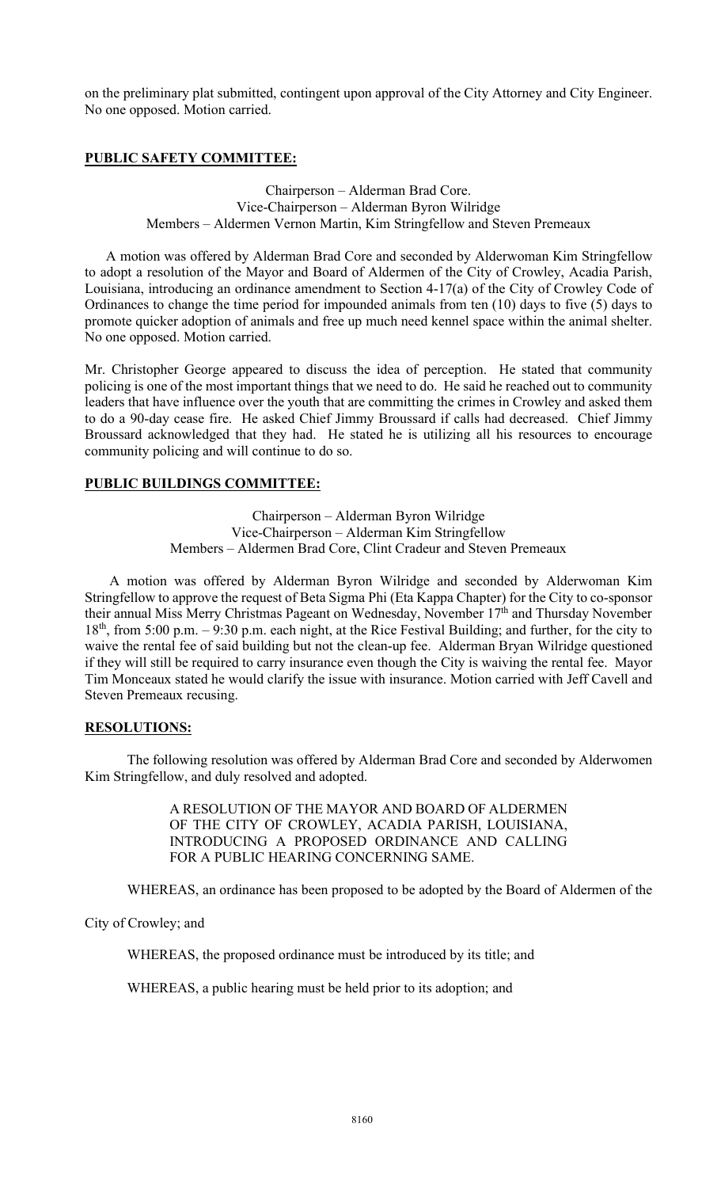on the preliminary plat submitted, contingent upon approval of the City Attorney and City Engineer. No one opposed. Motion carried.

## PUBLIC SAFETY COMMITTEE:

Chairperson – Alderman Brad Core.
Vice-Chairperson – Alderman Byron Wilridge
Members – Aldermen Vernon Martin, Kim Stringfellow and Steven Premeaux

A motion was offered by Alderman Brad Core and seconded by Alderwoman Kim Stringfellow to adopt a resolution of the Mayor and Board of Aldermen of the City of Crowley, Acadia Parish, Louisiana, introducing an ordinance amendment to Section 4-17(a) of the City of Crowley Code of Ordinances to change the time period for impounded animals from ten (10) days to five (5) days to promote quicker adoption of animals and free up much need kennel space within the animal shelter. No one opposed. Motion carried.

Mr. Christopher George appeared to discuss the idea of perception. He stated that community policing is one of the most important things that we need to do. He said he reached out to community leaders that have influence over the youth that are committing the crimes in Crowley and asked them to do a 90-day cease fire. He asked Chief Jimmy Broussard if calls had decreased. Chief Jimmy Broussard acknowledged that they had. He stated he is utilizing all his resources to encourage community policing and will continue to do so.

## PUBLIC BUILDINGS COMMITTEE:

Chairperson – Alderman Byron Wilridge
Vice-Chairperson – Alderman Kim Stringfellow
Members – Aldermen Brad Core, Clint Cradeur and Steven Premeaux

A motion was offered by Alderman Byron Wilridge and seconded by Alderwoman Kim Stringfellow to approve the request of Beta Sigma Phi (Eta Kappa Chapter) for the City to co-sponsor their annual Miss Merry Christmas Pageant on Wednesday, November 17th and Thursday November 18th, from 5:00 p.m. – 9:30 p.m. each night, at the Rice Festival Building; and further, for the city to waive the rental fee of said building but not the clean-up fee. Alderman Bryan Wilridge questioned if they will still be required to carry insurance even though the City is waiving the rental fee. Mayor Tim Monceaux stated he would clarify the issue with insurance. Motion carried with Jeff Cavell and Steven Premeaux recusing.

## RESOLUTIONS:

The following resolution was offered by Alderman Brad Core and seconded by Alderwomen Kim Stringfellow, and duly resolved and adopted.

A RESOLUTION OF THE MAYOR AND BOARD OF ALDERMEN OF THE CITY OF CROWLEY, ACADIA PARISH, LOUISIANA, INTRODUCING A PROPOSED ORDINANCE AND CALLING FOR A PUBLIC HEARING CONCERNING SAME.

WHEREAS, an ordinance has been proposed to be adopted by the Board of Aldermen of the City of Crowley; and

WHEREAS, the proposed ordinance must be introduced by its title; and

WHEREAS, a public hearing must be held prior to its adoption; and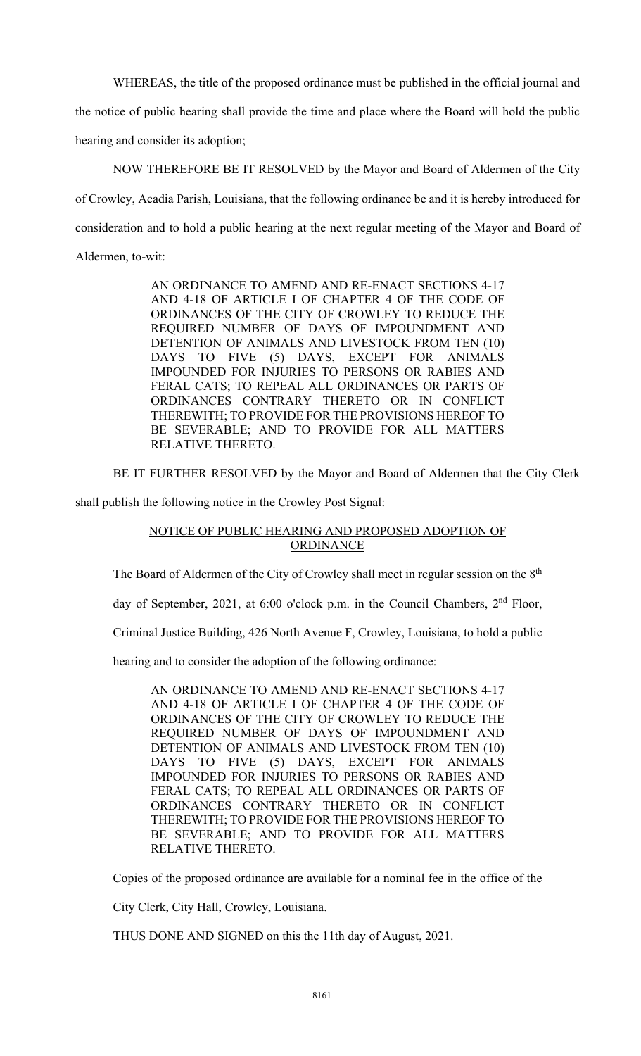WHEREAS, the title of the proposed ordinance must be published in the official journal and the notice of public hearing shall provide the time and place where the Board will hold the public hearing and consider its adoption;

NOW THEREFORE BE IT RESOLVED by the Mayor and Board of Aldermen of the City of Crowley, Acadia Parish, Louisiana, that the following ordinance be and it is hereby introduced for consideration and to hold a public hearing at the next regular meeting of the Mayor and Board of Aldermen, to-wit:

> AN ORDINANCE TO AMEND AND RE-ENACT SECTIONS 4-17 AND 4-18 OF ARTICLE I OF CHAPTER 4 OF THE CODE OF ORDINANCES OF THE CITY OF CROWLEY TO REDUCE THE REQUIRED NUMBER OF DAYS OF IMPOUNDMENT AND DETENTION OF ANIMALS AND LIVESTOCK FROM TEN (10) DAYS TO FIVE (5) DAYS, EXCEPT FOR ANIMALS IMPOUNDED FOR INJURIES TO PERSONS OR RABIES AND FERAL CATS; TO REPEAL ALL ORDINANCES OR PARTS OF ORDINANCES CONTRARY THERETO OR IN CONFLICT THEREWITH; TO PROVIDE FOR THE PROVISIONS HEREOF TO BE SEVERABLE; AND TO PROVIDE FOR ALL MATTERS RELATIVE THERETO.

BE IT FURTHER RESOLVED by the Mayor and Board of Aldermen that the City Clerk shall publish the following notice in the Crowley Post Signal:

<u>NOTICE OF PUBLIC HEARING AND PROPOSED ADOPTION OF ORDINANCE</u>

The Board of Aldermen of the City of Crowley shall meet in regular session on the 8th day of September, 2021, at 6:00 o'clock p.m. in the Council Chambers, 2nd Floor, Criminal Justice Building, 426 North Avenue F, Crowley, Louisiana, to hold a public hearing and to consider the adoption of the following ordinance:

> AN ORDINANCE TO AMEND AND RE-ENACT SECTIONS 4-17 AND 4-18 OF ARTICLE I OF CHAPTER 4 OF THE CODE OF ORDINANCES OF THE CITY OF CROWLEY TO REDUCE THE REQUIRED NUMBER OF DAYS OF IMPOUNDMENT AND DETENTION OF ANIMALS AND LIVESTOCK FROM TEN (10) DAYS TO FIVE (5) DAYS, EXCEPT FOR ANIMALS IMPOUNDED FOR INJURIES TO PERSONS OR RABIES AND FERAL CATS; TO REPEAL ALL ORDINANCES OR PARTS OF ORDINANCES CONTRARY THERETO OR IN CONFLICT THEREWITH; TO PROVIDE FOR THE PROVISIONS HEREOF TO BE SEVERABLE; AND TO PROVIDE FOR ALL MATTERS RELATIVE THERETO.

Copies of the proposed ordinance are available for a nominal fee in the office of the City Clerk, City Hall, Crowley, Louisiana.

THUS DONE AND SIGNED on this the 11th day of August, 2021.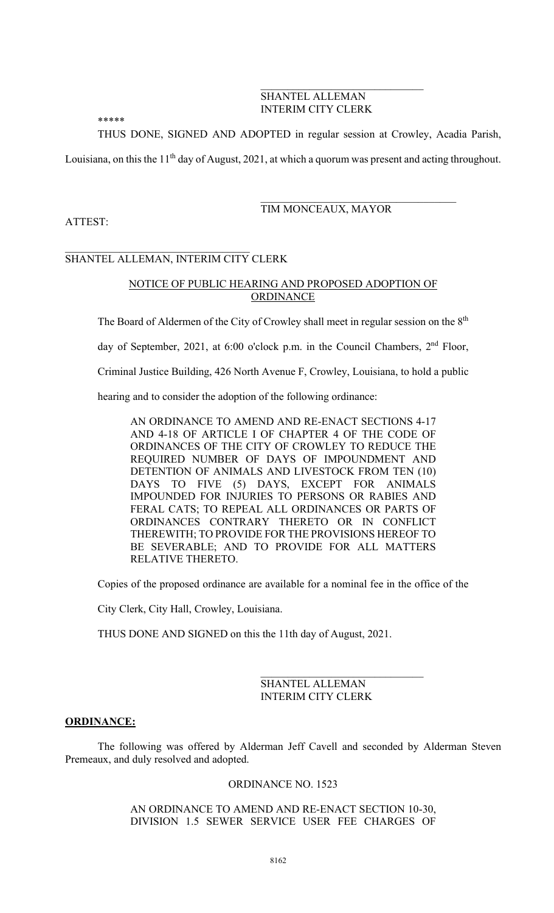SHANTEL ALLEMAN
INTERIM CITY CLERK

*****

THUS DONE, SIGNED AND ADOPTED in regular session at Crowley, Acadia Parish, Louisiana, on this the 11th day of August, 2021, at which a quorum was present and acting throughout.

TIM MONCEAUX, MAYOR

ATTEST:

SHANTEL ALLEMAN, INTERIM CITY CLERK

NOTICE OF PUBLIC HEARING AND PROPOSED ADOPTION OF ORDINANCE

The Board of Aldermen of the City of Crowley shall meet in regular session on the 8th day of September, 2021, at 6:00 o'clock p.m. in the Council Chambers, 2nd Floor, Criminal Justice Building, 426 North Avenue F, Crowley, Louisiana, to hold a public hearing and to consider the adoption of the following ordinance:

> AN ORDINANCE TO AMEND AND RE-ENACT SECTIONS 4-17 AND 4-18 OF ARTICLE I OF CHAPTER 4 OF THE CODE OF ORDINANCES OF THE CITY OF CROWLEY TO REDUCE THE REQUIRED NUMBER OF DAYS OF IMPOUNDMENT AND DETENTION OF ANIMALS AND LIVESTOCK FROM TEN (10) DAYS TO FIVE (5) DAYS, EXCEPT FOR ANIMALS IMPOUNDED FOR INJURIES TO PERSONS OR RABIES AND FERAL CATS; TO REPEAL ALL ORDINANCES OR PARTS OF ORDINANCES CONTRARY THERETO OR IN CONFLICT THEREWITH; TO PROVIDE FOR THE PROVISIONS HEREOF TO BE SEVERABLE; AND TO PROVIDE FOR ALL MATTERS RELATIVE THERETO.

Copies of the proposed ordinance are available for a nominal fee in the office of the City Clerk, City Hall, Crowley, Louisiana.

THUS DONE AND SIGNED on this the 11th day of August, 2021.

SHANTEL ALLEMAN
INTERIM CITY CLERK

**ORDINANCE:**

The following was offered by Alderman Jeff Cavell and seconded by Alderman Steven Premeaux, and duly resolved and adopted.

ORDINANCE NO. 1523

AN ORDINANCE TO AMEND AND RE-ENACT SECTION 10-30, DIVISION 1.5 SEWER SERVICE USER FEE CHARGES OF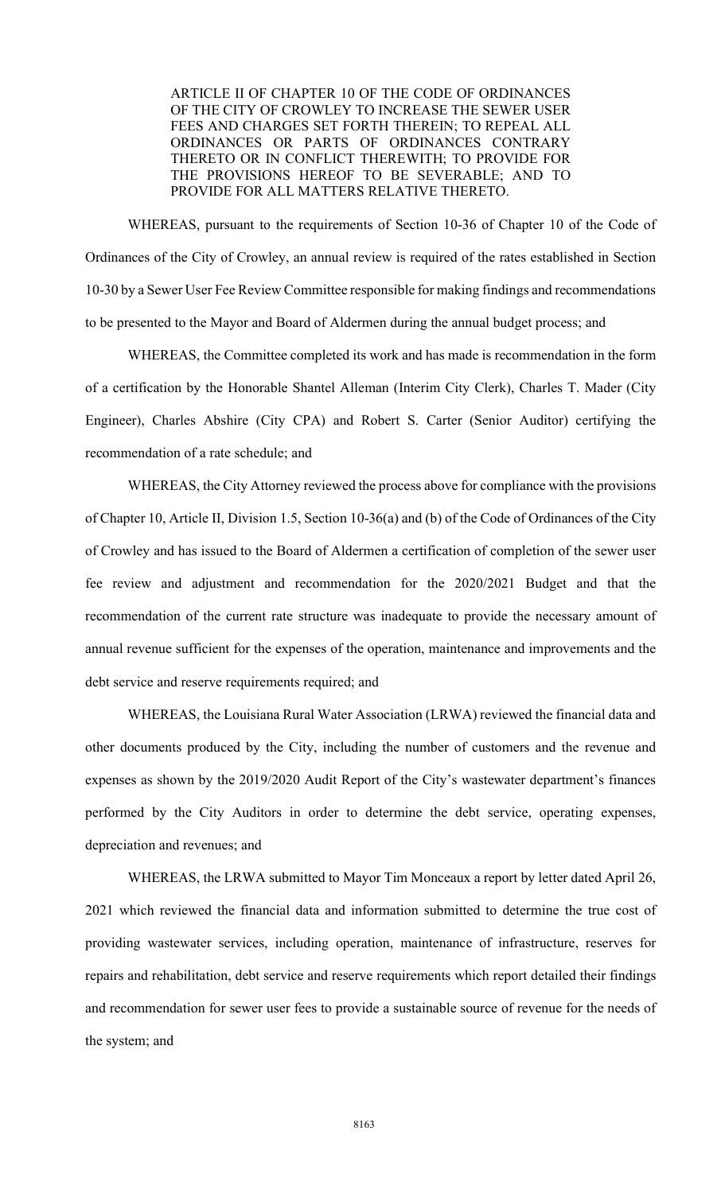ARTICLE II OF CHAPTER 10 OF THE CODE OF ORDINANCES OF THE CITY OF CROWLEY TO INCREASE THE SEWER USER FEES AND CHARGES SET FORTH THEREIN; TO REPEAL ALL ORDINANCES OR PARTS OF ORDINANCES CONTRARY THERETO OR IN CONFLICT THEREWITH; TO PROVIDE FOR THE PROVISIONS HEREOF TO BE SEVERABLE; AND TO PROVIDE FOR ALL MATTERS RELATIVE THERETO.

WHEREAS, pursuant to the requirements of Section 10-36 of Chapter 10 of the Code of Ordinances of the City of Crowley, an annual review is required of the rates established in Section 10-30 by a Sewer User Fee Review Committee responsible for making findings and recommendations to be presented to the Mayor and Board of Aldermen during the annual budget process; and

WHEREAS, the Committee completed its work and has made is recommendation in the form of a certification by the Honorable Shantel Alleman (Interim City Clerk), Charles T. Mader (City Engineer), Charles Abshire (City CPA) and Robert S. Carter (Senior Auditor) certifying the recommendation of a rate schedule; and

WHEREAS, the City Attorney reviewed the process above for compliance with the provisions of Chapter 10, Article II, Division 1.5, Section 10-36(a) and (b) of the Code of Ordinances of the City of Crowley and has issued to the Board of Aldermen a certification of completion of the sewer user fee review and adjustment and recommendation for the 2020/2021 Budget and that the recommendation of the current rate structure was inadequate to provide the necessary amount of annual revenue sufficient for the expenses of the operation, maintenance and improvements and the debt service and reserve requirements required; and

WHEREAS, the Louisiana Rural Water Association (LRWA) reviewed the financial data and other documents produced by the City, including the number of customers and the revenue and expenses as shown by the 2019/2020 Audit Report of the City's wastewater department's finances performed by the City Auditors in order to determine the debt service, operating expenses, depreciation and revenues; and

WHEREAS, the LRWA submitted to Mayor Tim Monceaux a report by letter dated April 26, 2021 which reviewed the financial data and information submitted to determine the true cost of providing wastewater services, including operation, maintenance of infrastructure, reserves for repairs and rehabilitation, debt service and reserve requirements which report detailed their findings and recommendation for sewer user fees to provide a sustainable source of revenue for the needs of the system; and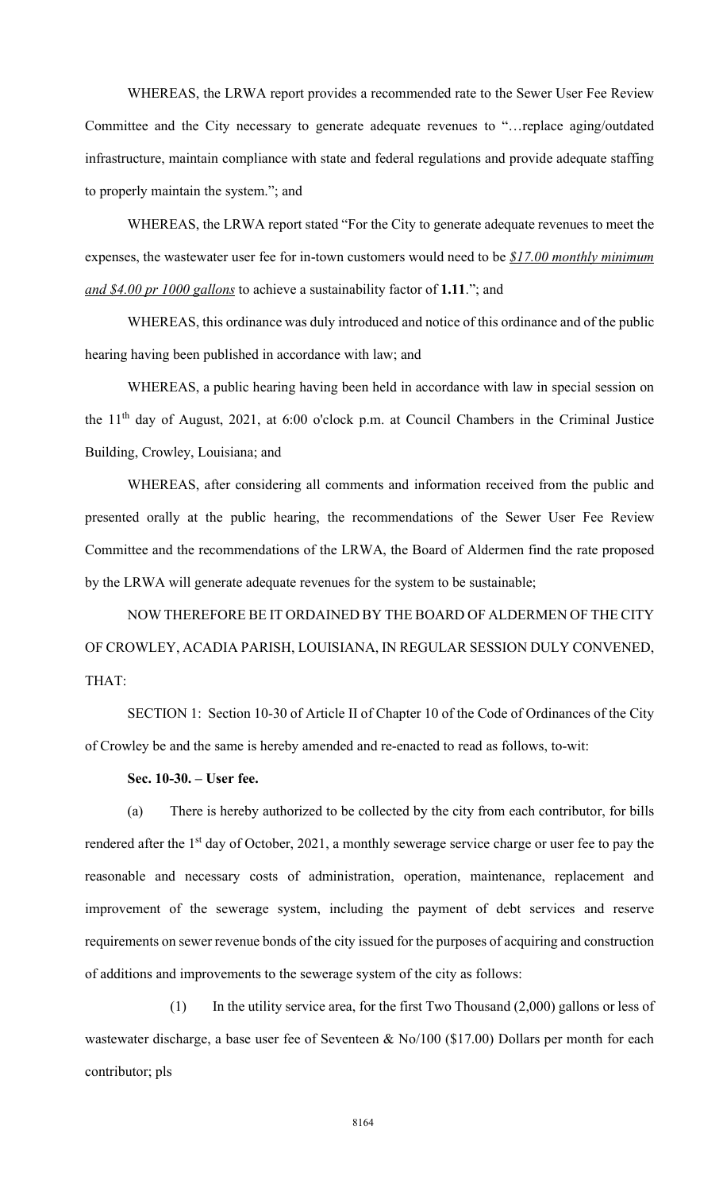WHEREAS, the LRWA report provides a recommended rate to the Sewer User Fee Review Committee and the City necessary to generate adequate revenues to "…replace aging/outdated infrastructure, maintain compliance with state and federal regulations and provide adequate staffing to properly maintain the system."; and

WHEREAS, the LRWA report stated "For the City to generate adequate revenues to meet the expenses, the wastewater user fee for in-town customers would need to be ***$17.00 monthly minimum and $4.00 pr 1000 gallons*** to achieve a sustainability factor of **1.11**."; and

WHEREAS, this ordinance was duly introduced and notice of this ordinance and of the public hearing having been published in accordance with law; and

WHEREAS, a public hearing having been held in accordance with law in special session on the 11th day of August, 2021, at 6:00 o'clock p.m. at Council Chambers in the Criminal Justice Building, Crowley, Louisiana; and

WHEREAS, after considering all comments and information received from the public and presented orally at the public hearing, the recommendations of the Sewer User Fee Review Committee and the recommendations of the LRWA, the Board of Aldermen find the rate proposed by the LRWA will generate adequate revenues for the system to be sustainable;

NOW THEREFORE BE IT ORDAINED BY THE BOARD OF ALDERMEN OF THE CITY OF CROWLEY, ACADIA PARISH, LOUISIANA, IN REGULAR SESSION DULY CONVENED, THAT:

SECTION 1: Section 10-30 of Article II of Chapter 10 of the Code of Ordinances of the City of Crowley be and the same is hereby amended and re-enacted to read as follows, to-wit:

**Sec. 10-30. – User fee.**

(a) There is hereby authorized to be collected by the city from each contributor, for bills rendered after the 1st day of October, 2021, a monthly sewerage service charge or user fee to pay the reasonable and necessary costs of administration, operation, maintenance, replacement and improvement of the sewerage system, including the payment of debt services and reserve requirements on sewer revenue bonds of the city issued for the purposes of acquiring and construction of additions and improvements to the sewerage system of the city as follows:

(1) In the utility service area, for the first Two Thousand (2,000) gallons or less of wastewater discharge, a base user fee of Seventeen & No/100 ($17.00) Dollars per month for each contributor; pls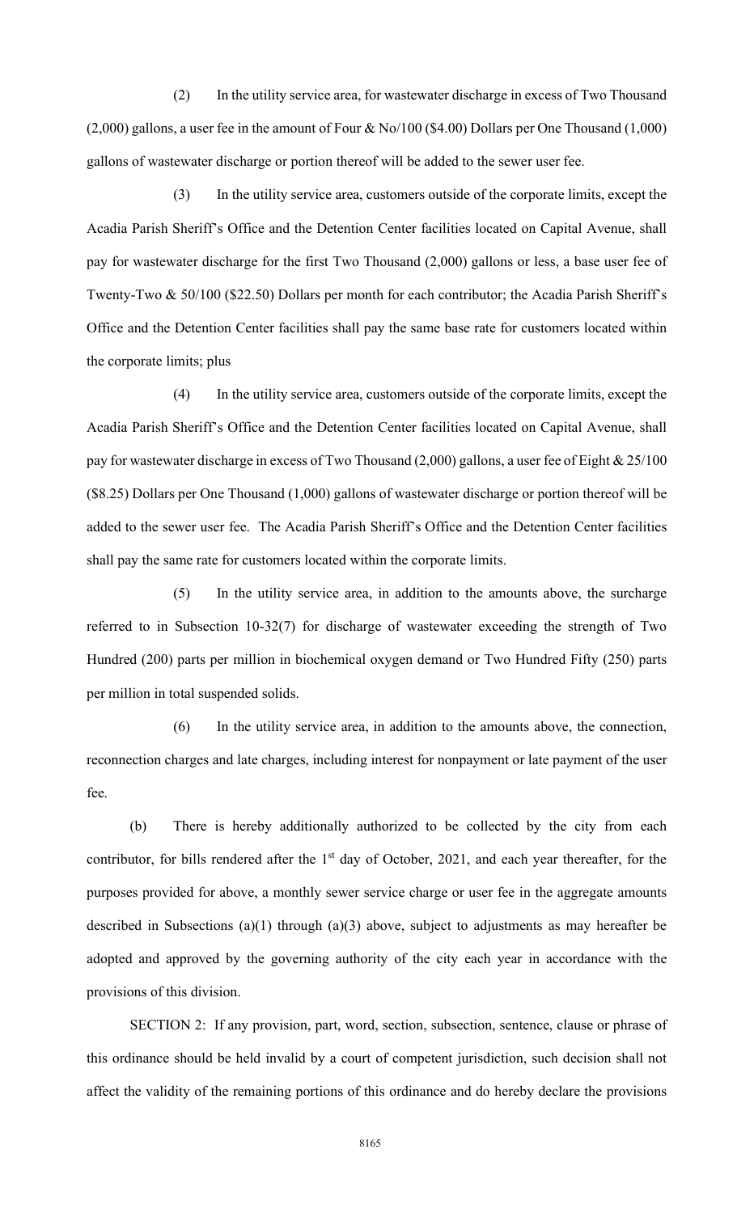(2) In the utility service area, for wastewater discharge in excess of Two Thousand (2,000) gallons, a user fee in the amount of Four & No/100 ($4.00) Dollars per One Thousand (1,000) gallons of wastewater discharge or portion thereof will be added to the sewer user fee.

(3) In the utility service area, customers outside of the corporate limits, except the Acadia Parish Sheriff's Office and the Detention Center facilities located on Capital Avenue, shall pay for wastewater discharge for the first Two Thousand (2,000) gallons or less, a base user fee of Twenty-Two & 50/100 ($22.50) Dollars per month for each contributor; the Acadia Parish Sheriff's Office and the Detention Center facilities shall pay the same base rate for customers located within the corporate limits; plus

(4) In the utility service area, customers outside of the corporate limits, except the Acadia Parish Sheriff's Office and the Detention Center facilities located on Capital Avenue, shall pay for wastewater discharge in excess of Two Thousand (2,000) gallons, a user fee of Eight & 25/100 ($8.25) Dollars per One Thousand (1,000) gallons of wastewater discharge or portion thereof will be added to the sewer user fee. The Acadia Parish Sheriff's Office and the Detention Center facilities shall pay the same rate for customers located within the corporate limits.

(5) In the utility service area, in addition to the amounts above, the surcharge referred to in Subsection 10-32(7) for discharge of wastewater exceeding the strength of Two Hundred (200) parts per million in biochemical oxygen demand or Two Hundred Fifty (250) parts per million in total suspended solids.

(6) In the utility service area, in addition to the amounts above, the connection, reconnection charges and late charges, including interest for nonpayment or late payment of the user fee.

(b) There is hereby additionally authorized to be collected by the city from each contributor, for bills rendered after the 1st day of October, 2021, and each year thereafter, for the purposes provided for above, a monthly sewer service charge or user fee in the aggregate amounts described in Subsections (a)(1) through (a)(3) above, subject to adjustments as may hereafter be adopted and approved by the governing authority of the city each year in accordance with the provisions of this division.

SECTION 2: If any provision, part, word, section, subsection, sentence, clause or phrase of this ordinance should be held invalid by a court of competent jurisdiction, such decision shall not affect the validity of the remaining portions of this ordinance and do hereby declare the provisions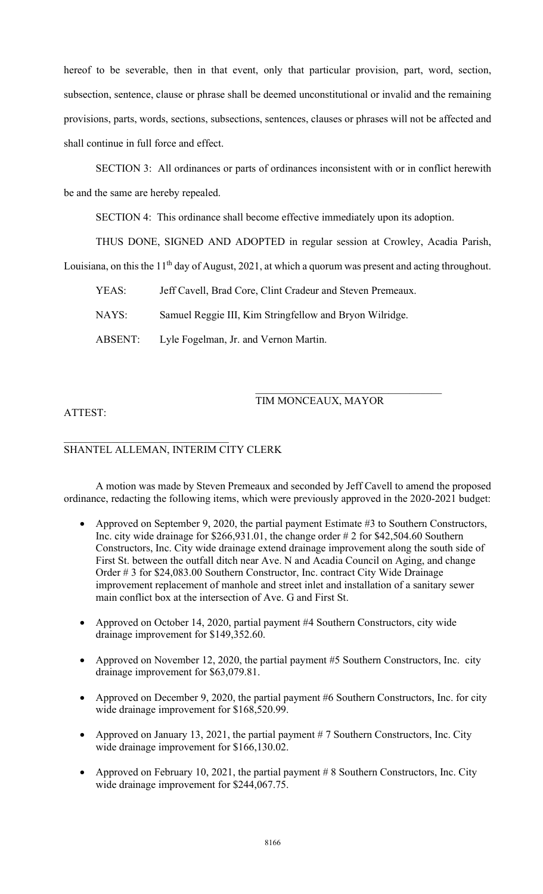hereof to be severable, then in that event, only that particular provision, part, word, section, subsection, sentence, clause or phrase shall be deemed unconstitutional or invalid and the remaining provisions, parts, words, sections, subsections, sentences, clauses or phrases will not be affected and shall continue in full force and effect.

SECTION 3: All ordinances or parts of ordinances inconsistent with or in conflict herewith be and the same are hereby repealed.

SECTION 4: This ordinance shall become effective immediately upon its adoption.

THUS DONE, SIGNED AND ADOPTED in regular session at Crowley, Acadia Parish, Louisiana, on this the 11th day of August, 2021, at which a quorum was present and acting throughout.

YEAS: Jeff Cavell, Brad Core, Clint Cradeur and Steven Premeaux.

NAYS: Samuel Reggie III, Kim Stringfellow and Bryon Wilridge.

ABSENT: Lyle Fogelman, Jr. and Vernon Martin.

TIM MONCEAUX, MAYOR

ATTEST:

SHANTEL ALLEMAN, INTERIM CITY CLERK

A motion was made by Steven Premeaux and seconded by Jeff Cavell to amend the proposed ordinance, redacting the following items, which were previously approved in the 2020-2021 budget:

- Approved on September 9, 2020, the partial payment Estimate #3 to Southern Constructors, Inc. city wide drainage for $266,931.01, the change order # 2 for $42,504.60 Southern Constructors, Inc. City wide drainage extend drainage improvement along the south side of First St. between the outfall ditch near Ave. N and Acadia Council on Aging, and change Order # 3 for $24,083.00 Southern Constructor, Inc. contract City Wide Drainage improvement replacement of manhole and street inlet and installation of a sanitary sewer main conflict box at the intersection of Ave. G and First St.
- Approved on October 14, 2020, partial payment #4 Southern Constructors, city wide drainage improvement for $149,352.60.
- Approved on November 12, 2020, the partial payment #5 Southern Constructors, Inc. city drainage improvement for $63,079.81.
- Approved on December 9, 2020, the partial payment #6 Southern Constructors, Inc. for city wide drainage improvement for $168,520.99.
- Approved on January 13, 2021, the partial payment # 7 Southern Constructors, Inc. City wide drainage improvement for $166,130.02.
- Approved on February 10, 2021, the partial payment # 8 Southern Constructors, Inc. City wide drainage improvement for $244,067.75.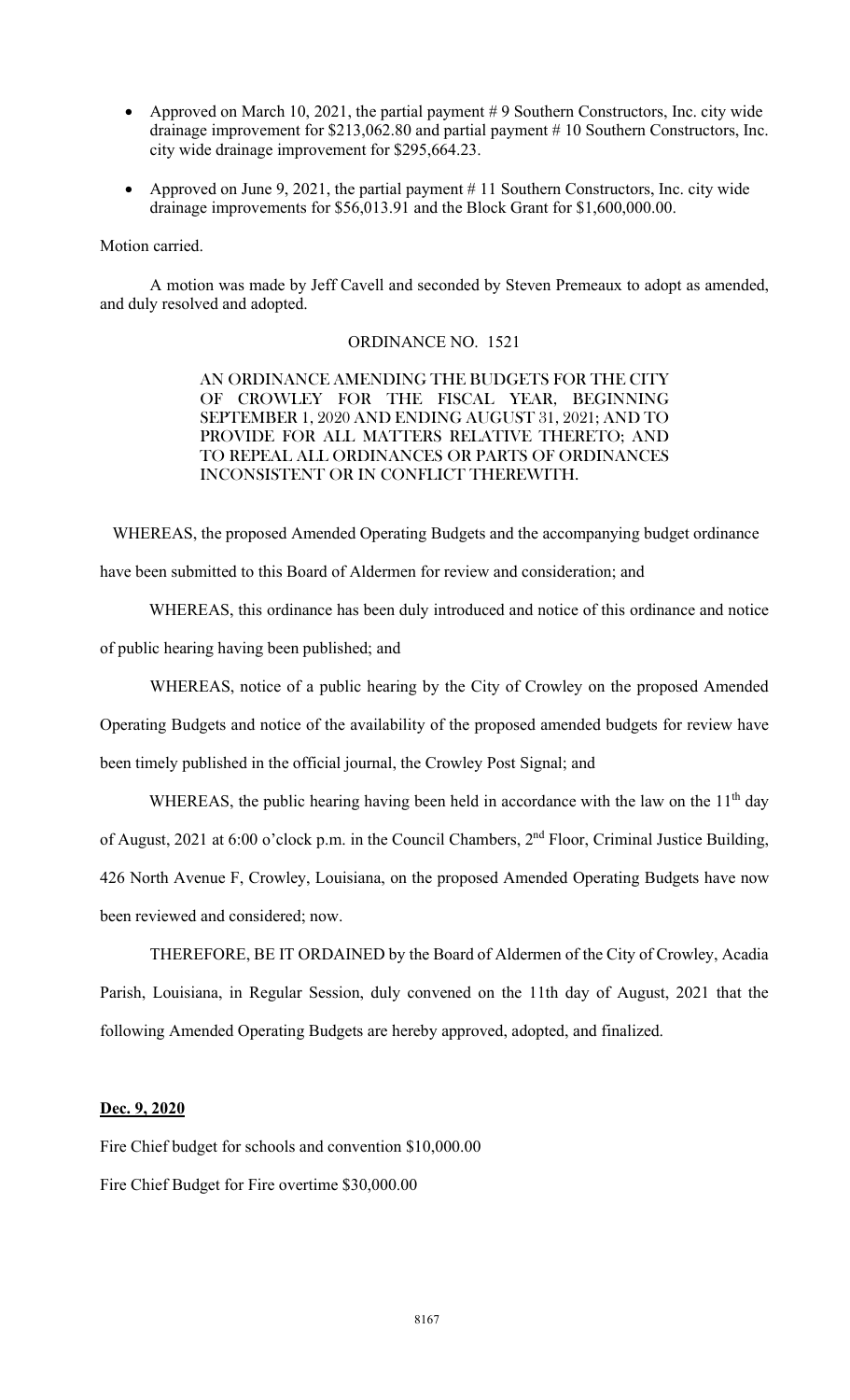- Approved on March 10, 2021, the partial payment # 9 Southern Constructors, Inc. city wide drainage improvement for $213,062.80 and partial payment # 10 Southern Constructors, Inc. city wide drainage improvement for $295,664.23.
- Approved on June 9, 2021, the partial payment # 11 Southern Constructors, Inc. city wide drainage improvements for $56,013.91 and the Block Grant for $1,600,000.00.

Motion carried.

A motion was made by Jeff Cavell and seconded by Steven Premeaux to adopt as amended, and duly resolved and adopted.

ORDINANCE NO. 1521

AN ORDINANCE AMENDING THE BUDGETS FOR THE CITY OF CROWLEY FOR THE FISCAL YEAR, BEGINNING SEPTEMBER 1, 2020 AND ENDING AUGUST 31, 2021; AND TO PROVIDE FOR ALL MATTERS RELATIVE THERETO; AND TO REPEAL ALL ORDINANCES OR PARTS OF ORDINANCES INCONSISTENT OR IN CONFLICT THEREWITH.

WHEREAS, the proposed Amended Operating Budgets and the accompanying budget ordinance have been submitted to this Board of Aldermen for review and consideration; and

WHEREAS, this ordinance has been duly introduced and notice of this ordinance and notice of public hearing having been published; and

WHEREAS, notice of a public hearing by the City of Crowley on the proposed Amended Operating Budgets and notice of the availability of the proposed amended budgets for review have been timely published in the official journal, the Crowley Post Signal; and

WHEREAS, the public hearing having been held in accordance with the law on the 11th day of August, 2021 at 6:00 o'clock p.m. in the Council Chambers, 2nd Floor, Criminal Justice Building, 426 North Avenue F, Crowley, Louisiana, on the proposed Amended Operating Budgets have now been reviewed and considered; now.

THEREFORE, BE IT ORDAINED by the Board of Aldermen of the City of Crowley, Acadia Parish, Louisiana, in Regular Session, duly convened on the 11th day of August, 2021 that the following Amended Operating Budgets are hereby approved, adopted, and finalized.

**Dec. 9, 2020**

Fire Chief budget for schools and convention $10,000.00

Fire Chief Budget for Fire overtime $30,000.00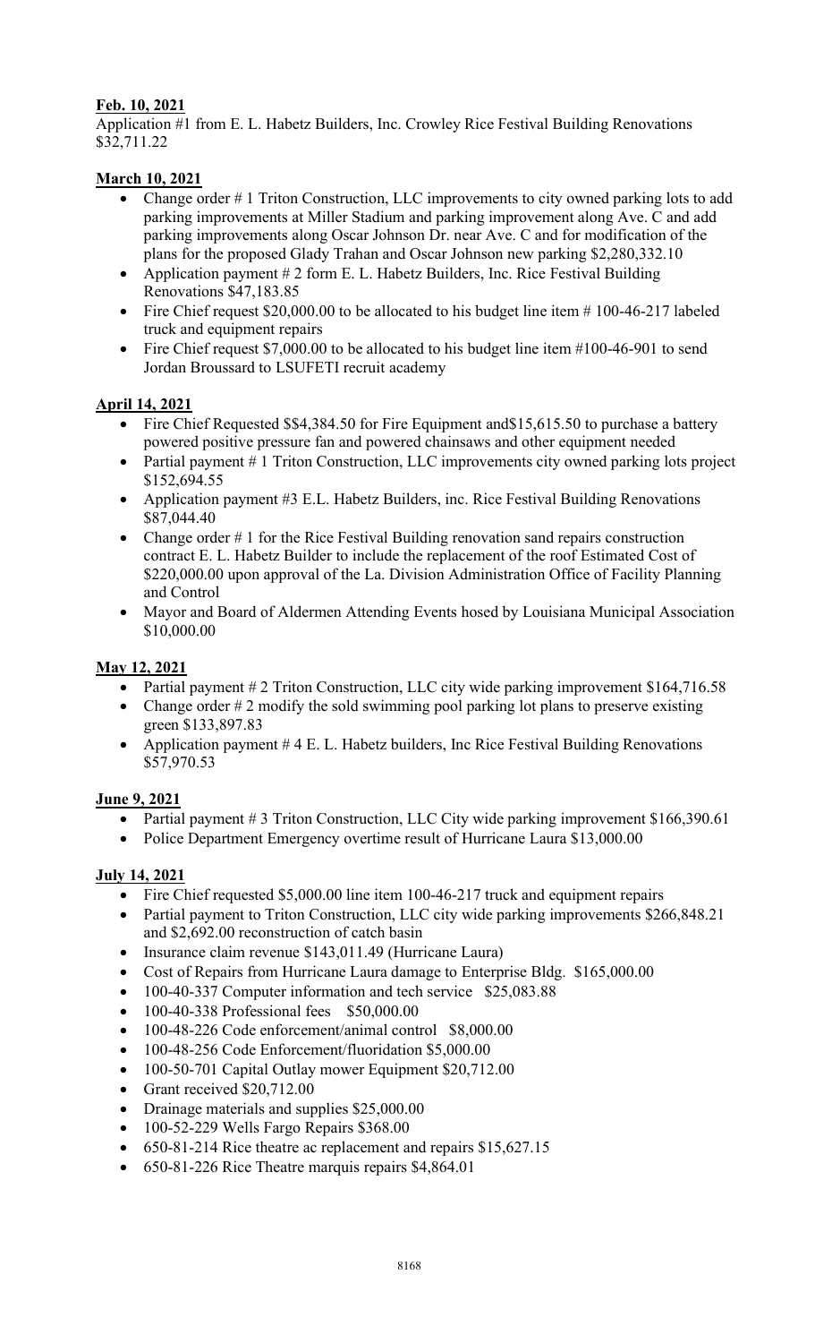**Feb. 10, 2021**

Application #1 from E. L. Habetz Builders, Inc. Crowley Rice Festival Building Renovations $32,711.22

**March 10, 2021**

- Change order # 1 Triton Construction, LLC improvements to city owned parking lots to add parking improvements at Miller Stadium and parking improvement along Ave. C and add parking improvements along Oscar Johnson Dr. near Ave. C and for modification of the plans for the proposed Glady Trahan and Oscar Johnson new parking $2,280,332.10
- Application payment # 2 form E. L. Habetz Builders, Inc. Rice Festival Building Renovations $47,183.85
- Fire Chief request $20,000.00 to be allocated to his budget line item # 100-46-217 labeled truck and equipment repairs
- Fire Chief request $7,000.00 to be allocated to his budget line item #100-46-901 to send Jordan Broussard to LSUFETI recruit academy

**April 14, 2021**

- Fire Chief Requested $$4,384.50 for Fire Equipment and$15,615.50 to purchase a battery powered positive pressure fan and powered chainsaws and other equipment needed
- Partial payment # 1 Triton Construction, LLC improvements city owned parking lots project $152,694.55
- Application payment #3 E.L. Habetz Builders, inc. Rice Festival Building Renovations $87,044.40
- Change order # 1 for the Rice Festival Building renovation sand repairs construction contract E. L. Habetz Builder to include the replacement of the roof Estimated Cost of $220,000.00 upon approval of the La. Division Administration Office of Facility Planning and Control
- Mayor and Board of Aldermen Attending Events hosed by Louisiana Municipal Association $10,000.00

**May 12, 2021**

- Partial payment # 2 Triton Construction, LLC city wide parking improvement $164,716.58
- Change order # 2 modify the sold swimming pool parking lot plans to preserve existing green $133,897.83
- Application payment # 4 E. L. Habetz builders, Inc Rice Festival Building Renovations $57,970.53

**June 9, 2021**

- Partial payment # 3 Triton Construction, LLC City wide parking improvement $166,390.61
- Police Department Emergency overtime result of Hurricane Laura $13,000.00

**July 14, 2021**

- Fire Chief requested $5,000.00 line item 100-46-217 truck and equipment repairs
- Partial payment to Triton Construction, LLC city wide parking improvements $266,848.21 and $2,692.00 reconstruction of catch basin
- Insurance claim revenue $143,011.49 (Hurricane Laura)
- Cost of Repairs from Hurricane Laura damage to Enterprise Bldg. $165,000.00
- 100-40-337 Computer information and tech service $25,083.88
- 100-40-338 Professional fees $50,000.00
- 100-48-226 Code enforcement/animal control $8,000.00
- 100-48-256 Code Enforcement/fluoridation $5,000.00
- 100-50-701 Capital Outlay mower Equipment $20,712.00
- Grant received $20,712.00
- Drainage materials and supplies $25,000.00
- 100-52-229 Wells Fargo Repairs $368.00
- 650-81-214 Rice theatre ac replacement and repairs $15,627.15
- 650-81-226 Rice Theatre marquis repairs $4,864.01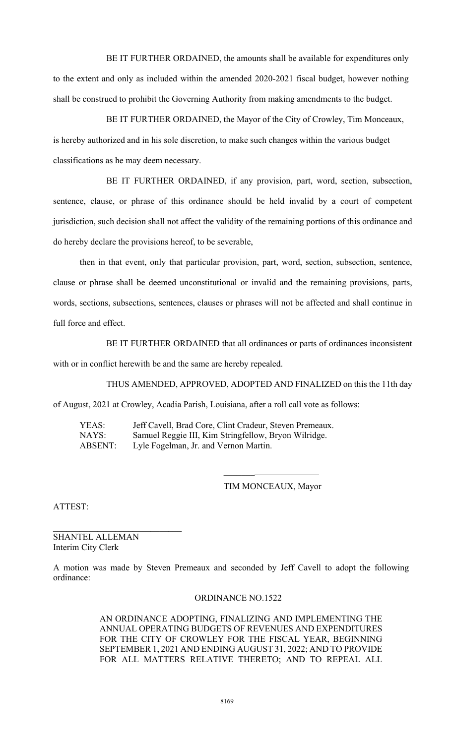BE IT FURTHER ORDAINED, the amounts shall be available for expenditures only to the extent and only as included within the amended 2020-2021 fiscal budget, however nothing shall be construed to prohibit the Governing Authority from making amendments to the budget.

BE IT FURTHER ORDAINED, the Mayor of the City of Crowley, Tim Monceaux, is hereby authorized and in his sole discretion, to make such changes within the various budget classifications as he may deem necessary.

BE IT FURTHER ORDAINED, if any provision, part, word, section, subsection, sentence, clause, or phrase of this ordinance should be held invalid by a court of competent jurisdiction, such decision shall not affect the validity of the remaining portions of this ordinance and do hereby declare the provisions hereof, to be severable,

then in that event, only that particular provision, part, word, section, subsection, sentence, clause or phrase shall be deemed unconstitutional or invalid and the remaining provisions, parts, words, sections, subsections, sentences, clauses or phrases will not be affected and shall continue in full force and effect.

BE IT FURTHER ORDAINED that all ordinances or parts of ordinances inconsistent with or in conflict herewith be and the same are hereby repealed.

THUS AMENDED, APPROVED, ADOPTED AND FINALIZED on this the 11th day of August, 2021 at Crowley, Acadia Parish, Louisiana, after a roll call vote as follows:

YEAS: Jeff Cavell, Brad Core, Clint Cradeur, Steven Premeaux.
NAYS: Samuel Reggie III, Kim Stringfellow, Bryon Wilridge.
ABSENT: Lyle Fogelman, Jr. and Vernon Martin.

TIM MONCEAUX, Mayor

ATTEST:

SHANTEL ALLEMAN
Interim City Clerk

A motion was made by Steven Premeaux and seconded by Jeff Cavell to adopt the following ordinance:

ORDINANCE NO.1522

AN ORDINANCE ADOPTING, FINALIZING AND IMPLEMENTING THE ANNUAL OPERATING BUDGETS OF REVENUES AND EXPENDITURES FOR THE CITY OF CROWLEY FOR THE FISCAL YEAR, BEGINNING SEPTEMBER 1, 2021 AND ENDING AUGUST 31, 2022; AND TO PROVIDE FOR ALL MATTERS RELATIVE THERETO; AND TO REPEAL ALL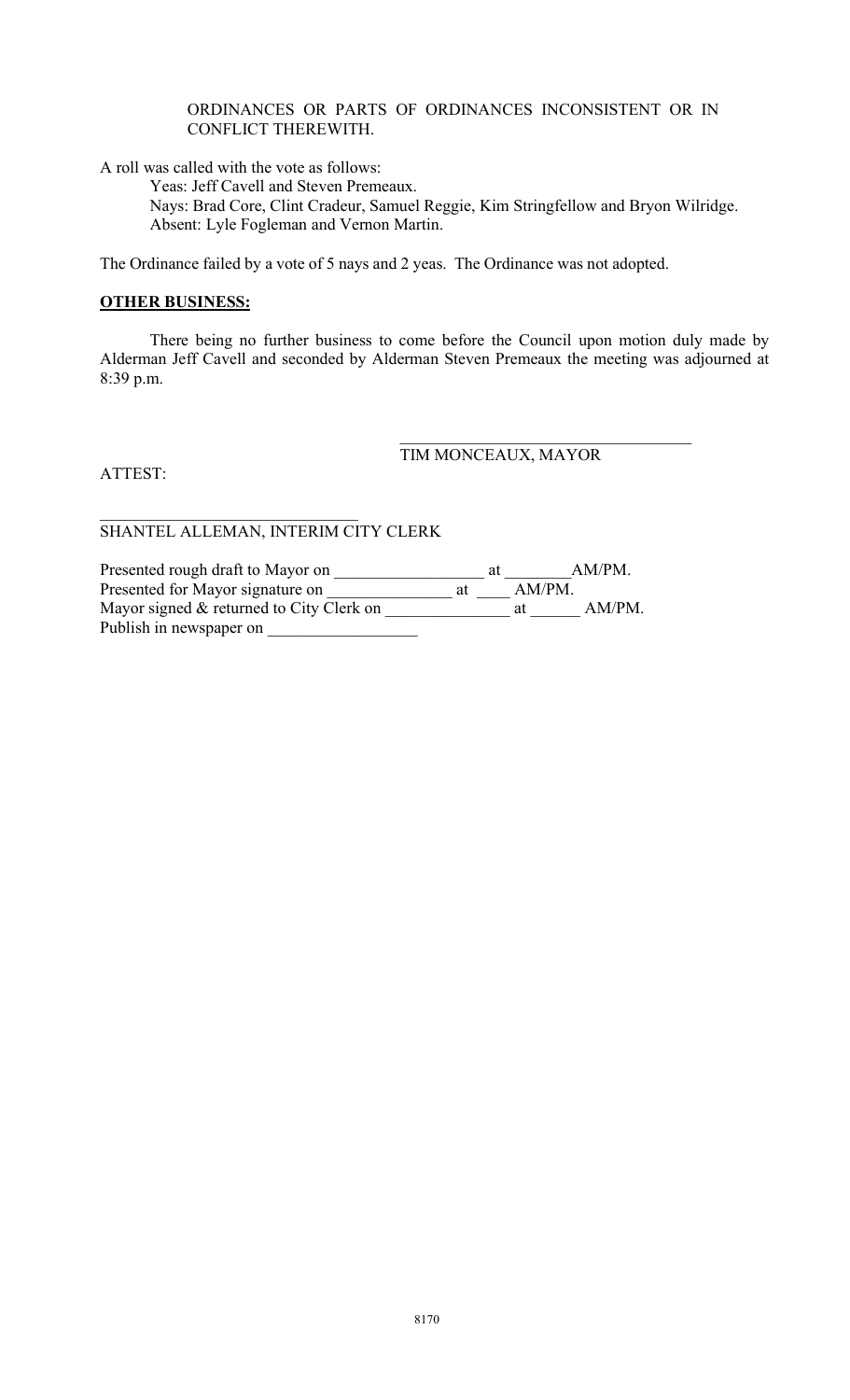ORDINANCES OR PARTS OF ORDINANCES INCONSISTENT OR IN CONFLICT THEREWITH.

A roll was called with the vote as follows:

Yeas: Jeff Cavell and Steven Premeaux.
Nays: Brad Core, Clint Cradeur, Samuel Reggie, Kim Stringfellow and Bryon Wilridge.
Absent: Lyle Fogleman and Vernon Martin.

The Ordinance failed by a vote of 5 nays and 2 yeas. The Ordinance was not adopted.

**OTHER BUSINESS:**

There being no further business to come before the Council upon motion duly made by Alderman Jeff Cavell and seconded by Alderman Steven Premeaux the meeting was adjourned at 8:39 p.m.

\_\_\_\_\_\_\_\_\_\_\_\_\_\_\_\_\_\_\_\_\_\_\_\_\_\_\_\_\_\_\_\_\_\_\_
TIM MONCEAUX, MAYOR

ATTEST:

\_\_\_\_\_\_\_\_\_\_\_\_\_\_\_\_\_\_\_\_\_\_\_\_\_\_\_\_\_\_\_
SHANTEL ALLEMAN, INTERIM CITY CLERK

Presented rough draft to Mayor on \_\_\_\_\_\_\_\_\_\_\_\_\_\_\_\_\_\_ at \_\_\_\_\_\_\_\_AM/PM.
Presented for Mayor signature on \_\_\_\_\_\_\_\_\_\_\_\_\_\_\_ at \_\_\_\_ AM/PM.
Mayor signed & returned to City Clerk on \_\_\_\_\_\_\_\_\_\_\_\_\_\_\_ at \_\_\_\_\_\_ AM/PM.
Publish in newspaper on \_\_\_\_\_\_\_\_\_\_\_\_\_\_\_\_\_\_